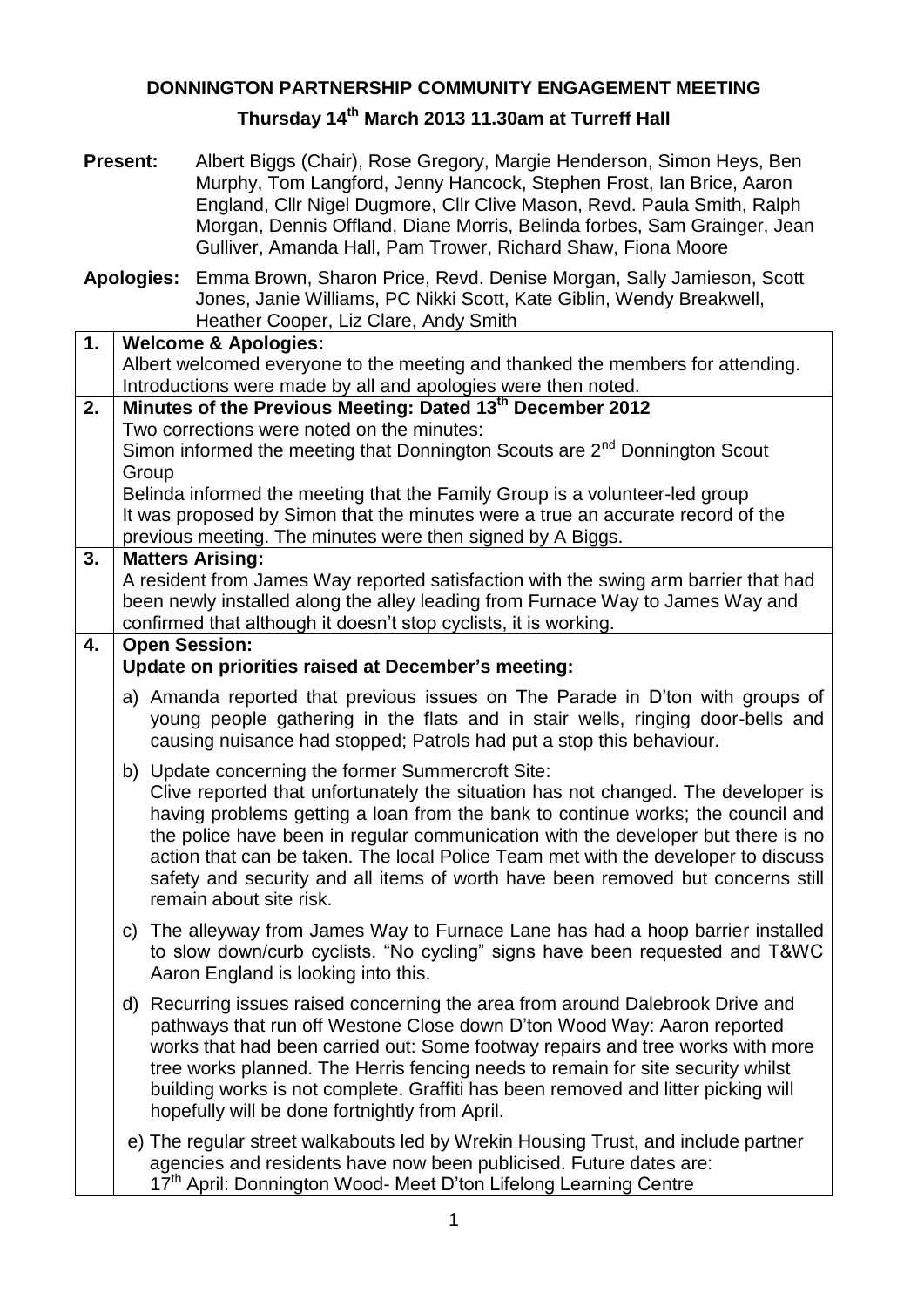**DONNINGTON PARTNERSHIP COMMUNITY ENGAGEMENT MEETING**

**Thursday 14th March 2013 11.30am at Turreff Hall**

**Present:** Albert Biggs (Chair), Rose Gregory, Margie Henderson, Simon Heys, Ben Murphy, Tom Langford, Jenny Hancock, Stephen Frost, Ian Brice, Aaron England, Cllr Nigel Dugmore, Cllr Clive Mason, Revd. Paula Smith, Ralph Morgan, Dennis Offland, Diane Morris, Belinda forbes, Sam Grainger, Jean Gulliver, Amanda Hall, Pam Trower, Richard Shaw, Fiona Moore

**Apologies:** Emma Brown, Sharon Price, Revd. Denise Morgan, Sally Jamieson, Scott Jones, Janie Williams, PC Nikki Scott, Kate Giblin, Wendy Breakwell, Heather Cooper, Liz Clare, Andy Smith

| | |
|---|---|
| **1.** | **Welcome & Apologies:**<br>Albert welcomed everyone to the meeting and thanked the members for attending. Introductions were made by all and apologies were then noted. |
| **2.** | **Minutes of the Previous Meeting: Dated 13th December 2012**<br>Two corrections were noted on the minutes:<br>Simon informed the meeting that Donnington Scouts are 2nd Donnington Scout Group<br>Belinda informed the meeting that the Family Group is a volunteer-led group<br>It was proposed by Simon that the minutes were a true an accurate record of the previous meeting. The minutes were then signed by A Biggs. |
| **3.** | **Matters Arising:**<br>A resident from James Way reported satisfaction with the swing arm barrier that had been newly installed along the alley leading from Furnace Way to James Way and confirmed that although it doesn't stop cyclists, it is working. |
| **4.** | **Open Session:**<br>**Update on priorities raised at December's meeting:**<br><br>a) Amanda reported that previous issues on The Parade in D'ton with groups of young people gathering in the flats and in stair wells, ringing door-bells and causing nuisance had stopped; Patrols had put a stop this behaviour.<br><br>b) Update concerning the former Summercroft Site:<br>Clive reported that unfortunately the situation has not changed. The developer is having problems getting a loan from the bank to continue works; the council and the police have been in regular communication with the developer but there is no action that can be taken. The local Police Team met with the developer to discuss safety and security and all items of worth have been removed but concerns still remain about site risk.<br><br>c) The alleyway from James Way to Furnace Lane has had a hoop barrier installed to slow down/curb cyclists. "No cycling" signs have been requested and T&WC Aaron England is looking into this.<br><br>d) Recurring issues raised concerning the area from around Dalebrook Drive and pathways that run off Westone Close down D'ton Wood Way: Aaron reported works that had been carried out: Some footway repairs and tree works with more tree works planned. The Herris fencing needs to remain for site security whilst building works is not complete. Graffiti has been removed and litter picking will hopefully will be done fortnightly from April.<br><br>e) The regular street walkabouts led by Wrekin Housing Trust, and include partner agencies and residents have now been publicised. Future dates are:<br>17th April: Donnington Wood- Meet D'ton Lifelong Learning Centre |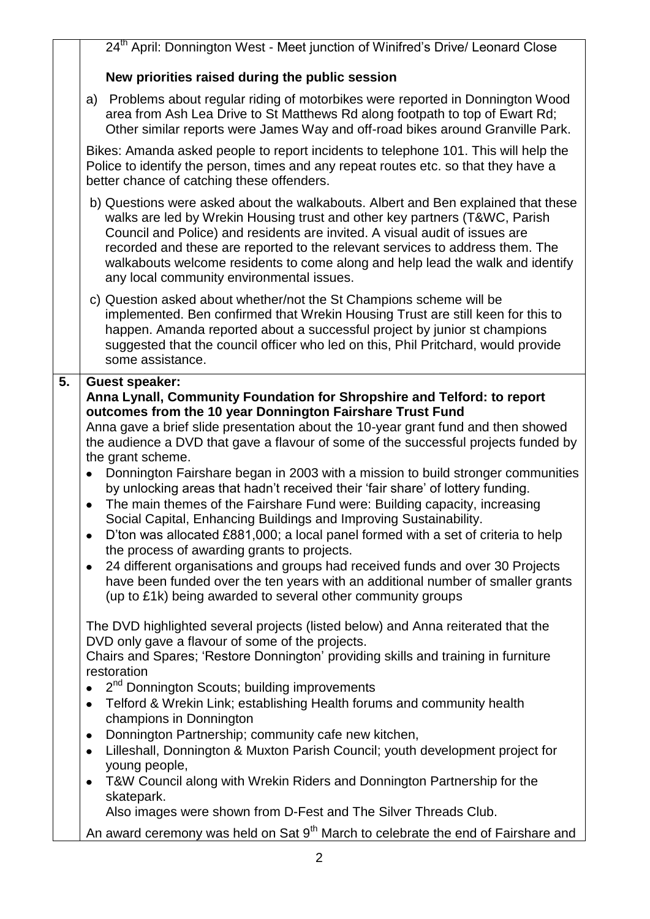24th April: Donnington West - Meet junction of Winifred's Drive/ Leonard Close

**New priorities raised during the public session**

a) Problems about regular riding of motorbikes were reported in Donnington Wood area from Ash Lea Drive to St Matthews Rd along footpath to top of Ewart Rd; Other similar reports were James Way and off-road bikes around Granville Park.

Bikes: Amanda asked people to report incidents to telephone 101. This will help the Police to identify the person, times and any repeat routes etc. so that they have a better chance of catching these offenders.

b) Questions were asked about the walkabouts. Albert and Ben explained that these walks are led by Wrekin Housing trust and other key partners (T&WC, Parish Council and Police) and residents are invited. A visual audit of issues are recorded and these are reported to the relevant services to address them. The walkabouts welcome residents to come along and help lead the walk and identify any local community environmental issues.

c) Question asked about whether/not the St Champions scheme will be implemented. Ben confirmed that Wrekin Housing Trust are still keen for this to happen. Amanda reported about a successful project by junior st champions suggested that the council officer who led on this, Phil Pritchard, would provide some assistance.

**5. Guest speaker:**

**Anna Lynall, Community Foundation for Shropshire and Telford: to report outcomes from the 10 year Donnington Fairshare Trust Fund**

Anna gave a brief slide presentation about the 10-year grant fund and then showed the audience a DVD that gave a flavour of some of the successful projects funded by the grant scheme.

- Donnington Fairshare began in 2003 with a mission to build stronger communities by unlocking areas that hadn't received their 'fair share' of lottery funding.
- The main themes of the Fairshare Fund were: Building capacity, increasing Social Capital, Enhancing Buildings and Improving Sustainability.
- D'ton was allocated £881,000; a local panel formed with a set of criteria to help the process of awarding grants to projects.
- 24 different organisations and groups had received funds and over 30 Projects have been funded over the ten years with an additional number of smaller grants (up to £1k) being awarded to several other community groups

The DVD highlighted several projects (listed below) and Anna reiterated that the DVD only gave a flavour of some of the projects.

Chairs and Spares; 'Restore Donnington' providing skills and training in furniture restoration

- 2nd Donnington Scouts; building improvements
- Telford & Wrekin Link; establishing Health forums and community health champions in Donnington
- Donnington Partnership; community cafe new kitchen,
- Lilleshall, Donnington & Muxton Parish Council; youth development project for young people,
- T&W Council along with Wrekin Riders and Donnington Partnership for the skatepark.
  Also images were shown from D-Fest and The Silver Threads Club.

An award ceremony was held on Sat 9th March to celebrate the end of Fairshare and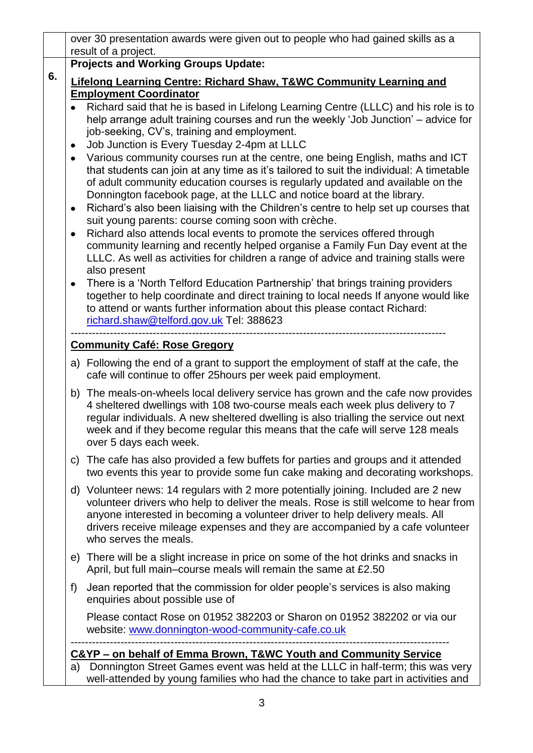over 30 presentation awards were given out to people who had gained skills as a result of a project.

**6. Projects and Working Groups Update:**

**Lifelong Learning Centre: Richard Shaw, T&WC Community Learning and Employment Coordinator**

- Richard said that he is based in Lifelong Learning Centre (LLLC) and his role is to help arrange adult training courses and run the weekly 'Job Junction' – advice for job-seeking, CV's, training and employment.
- Job Junction is Every Tuesday 2-4pm at LLLC
- Various community courses run at the centre, one being English, maths and ICT that students can join at any time as it's tailored to suit the individual: A timetable of adult community education courses is regularly updated and available on the Donnington facebook page, at the LLLC and notice board at the library.
- Richard's also been liaising with the Children's centre to help set up courses that suit young parents: course coming soon with crèche.
- Richard also attends local events to promote the services offered through community learning and recently helped organise a Family Fun Day event at the LLLC. As well as activities for children a range of advice and training stalls were also present
- There is a 'North Telford Education Partnership' that brings training providers together to help coordinate and direct training to local needs If anyone would like to attend or wants further information about this please contact Richard: richard.shaw@telford.gov.uk Tel: 388623

---

**Community Café: Rose Gregory**

a) Following the end of a grant to support the employment of staff at the cafe, the cafe will continue to offer 25hours per week paid employment.

b) The meals-on-wheels local delivery service has grown and the cafe now provides 4 sheltered dwellings with 108 two-course meals each week plus delivery to 7 regular individuals. A new sheltered dwelling is also trialling the service out next week and if they become regular this means that the cafe will serve 128 meals over 5 days each week.

c) The cafe has also provided a few buffets for parties and groups and it attended two events this year to provide some fun cake making and decorating workshops.

d) Volunteer news: 14 regulars with 2 more potentially joining. Included are 2 new volunteer drivers who help to deliver the meals. Rose is still welcome to hear from anyone interested in becoming a volunteer driver to help delivery meals. All drivers receive mileage expenses and they are accompanied by a cafe volunteer who serves the meals.

e) There will be a slight increase in price on some of the hot drinks and snacks in April, but full main–course meals will remain the same at £2.50

f) Jean reported that the commission for older people's services is also making enquiries about possible use of

Please contact Rose on 01952 382203 or Sharon on 01952 382202 or via our website: www.donnington-wood-community-cafe.co.uk

---

**C&YP – on behalf of Emma Brown, T&WC Youth and Community Service**

a) Donnington Street Games event was held at the LLLC in half-term; this was very well-attended by young families who had the chance to take part in activities and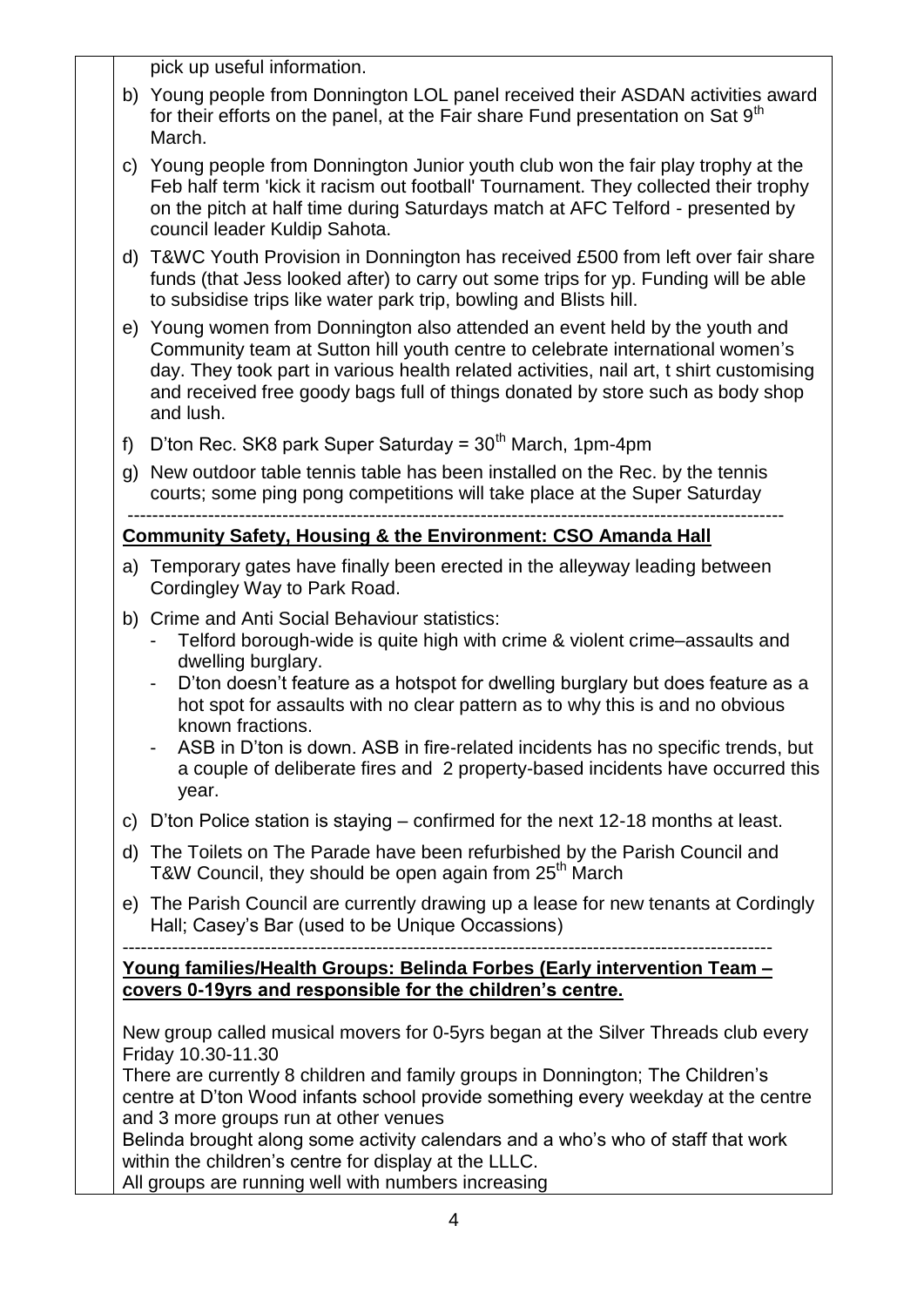pick up useful information.

b) Young people from Donnington LOL panel received their ASDAN activities award for their efforts on the panel, at the Fair share Fund presentation on Sat 9th March.

c) Young people from Donnington Junior youth club won the fair play trophy at the Feb half term 'kick it racism out football' Tournament. They collected their trophy on the pitch at half time during Saturdays match at AFC Telford - presented by council leader Kuldip Sahota.

d) T&WC Youth Provision in Donnington has received £500 from left over fair share funds (that Jess looked after) to carry out some trips for yp. Funding will be able to subsidise trips like water park trip, bowling and Blists hill.

e) Young women from Donnington also attended an event held by the youth and Community team at Sutton hill youth centre to celebrate international women's day. They took part in various health related activities, nail art, t shirt customising and received free goody bags full of things donated by store such as body shop and lush.

f) D'ton Rec. SK8 park Super Saturday = 30th March, 1pm-4pm

g) New outdoor table tennis table has been installed on the Rec. by the tennis courts; some ping pong competitions will take place at the Super Saturday

---

**Community Safety, Housing & the Environment: CSO Amanda Hall**

a) Temporary gates have finally been erected in the alleyway leading between Cordingley Way to Park Road.

b) Crime and Anti Social Behaviour statistics:
   - Telford borough-wide is quite high with crime & violent crime–assaults and dwelling burglary.
   - D'ton doesn't feature as a hotspot for dwelling burglary but does feature as a hot spot for assaults with no clear pattern as to why this is and no obvious known fractions.
   - ASB in D'ton is down. ASB in fire-related incidents has no specific trends, but a couple of deliberate fires and 2 property-based incidents have occurred this year.

c) D'ton Police station is staying – confirmed for the next 12-18 months at least.

d) The Toilets on The Parade have been refurbished by the Parish Council and T&W Council, they should be open again from 25th March

e) The Parish Council are currently drawing up a lease for new tenants at Cordingly Hall; Casey's Bar (used to be Unique Occassions)

---

**Young families/Health Groups: Belinda Forbes (Early intervention Team – covers 0-19yrs and responsible for the children's centre.**

New group called musical movers for 0-5yrs began at the Silver Threads club every Friday 10.30-11.30

There are currently 8 children and family groups in Donnington; The Children's centre at D'ton Wood infants school provide something every weekday at the centre and 3 more groups run at other venues

Belinda brought along some activity calendars and a who's who of staff that work within the children's centre for display at the LLLC.

All groups are running well with numbers increasing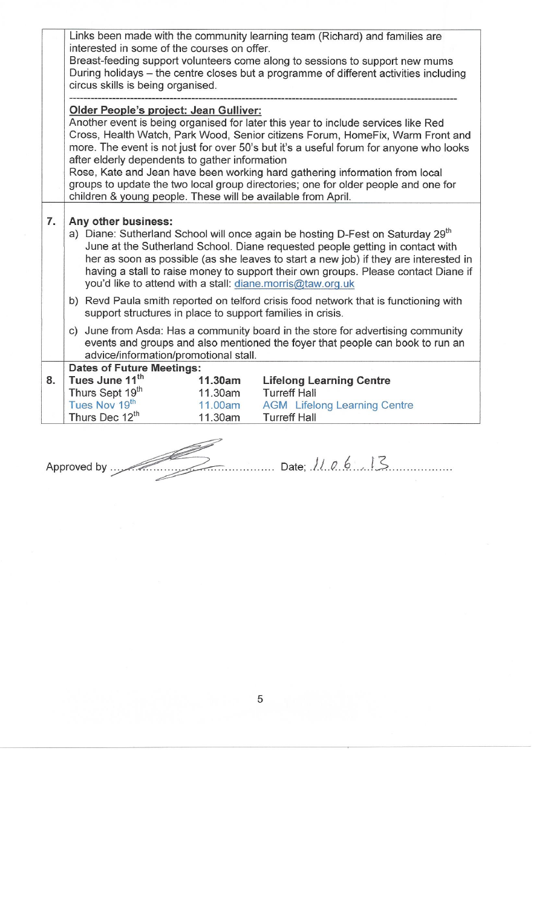| | |
|---|---|
| | Links been made with the community learning team (Richard) and families are interested in some of the courses on offer.<br>Breast-feeding support volunteers come along to sessions to support new mums<br>During holidays – the centre closes but a programme of different activities including circus skills is being organised.<br>-----------------------------------------------------------------------------------------------------------<br>**Older People's project: Jean Gulliver:**<br>Another event is being organised for later this year to include services like Red Cross, Health Watch, Park Wood, Senior citizens Forum, HomeFix, Warm Front and more. The event is not just for over 50's but it's a useful forum for anyone who looks after elderly dependents to gather information<br>Rose, Kate and Jean have been working hard gathering information from local groups to update the two local group directories; one for older people and one for children & young people. These will be available from April. |
| **7.** | **Any other business:**<br>a) Diane: Sutherland School will once again be hosting D-Fest on Saturday 29th June at the Sutherland School. Diane requested people getting in contact with her as soon as possible (as she leaves to start a new job) if they are interested in having a stall to raise money to support their own groups. Please contact Diane if you'd like to attend with a stall: diane.morris@taw.org.uk<br>b) Revd Paula smith reported on telford crisis food network that is functioning with support structures in place to support families in crisis.<br>c) June from Asda: Has a community board in the store for advertising community events and groups and also mentioned the foyer that people can book to run an advice/information/promotional stall. |
| **8.** | **Dates of Future Meetings:**<br>**Tues June 11th** — **11.30am** — **Lifelong Learning Centre**<br>Thurs Sept 19th — 11.30am — Turreff Hall<br>Tues Nov 19th — 11.00am — AGM Lifelong Learning Centre<br>Thurs Dec 12th — 11.30am — Turreff Hall |

Approved by ......[signature]...................... Date; 11.06.13..................